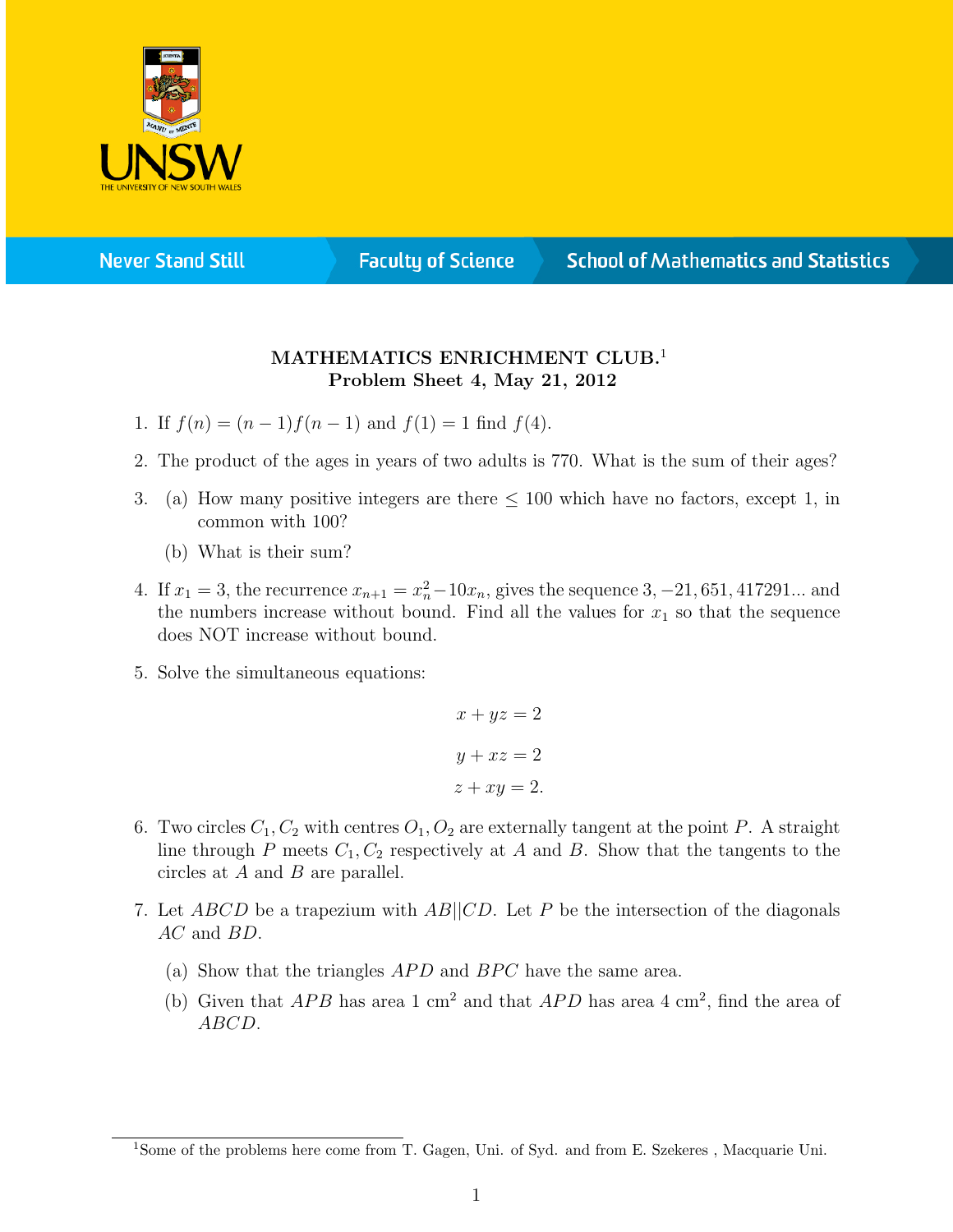# MATHEMATICS ENRICHMENT CLUB.[1]

## Problem Sheet 4, May 21, 2012

1. If $f(n) = (n-1)f(n-1)$ and $f(1) = 1$ find $f(4)$.

2. The product of the ages in years of two adults is 770. What is the sum of their ages?

3. (a) How many positive integers are there $\leq 100$ which have no factors, except 1, in common with 100?

   (b) What is their sum?

4. If $x_1 = 3$, the recurrence $x_{n+1} = x_n^2 - 10x_n$, gives the sequence $3, -21, 651, 417291...$ and the numbers increase without bound. Find all the values for $x_1$ so that the sequence does NOT increase without bound.

5. Solve the simultaneous equations:

$$x + yz = 2$$

$$y + xz = 2$$

$$z + xy = 2.$$

6. Two circles $C_1, C_2$ with centres $O_1, O_2$ are externally tangent at the point $P$. A straight line through $P$ meets $C_1, C_2$ respectively at $A$ and $B$. Show that the tangents to the circles at $A$ and $B$ are parallel.

7. Let $ABCD$ be a trapezium with $AB||CD$. Let $P$ be the intersection of the diagonals $AC$ and $BD$.

   (a) Show that the triangles $APD$ and $BPC$ have the same area.

   (b) Given that $APB$ has area 1 cm$^2$ and that $APD$ has area 4 cm$^2$, find the area of $ABCD$.

---

[1] Some of the problems here come from T. Gagen, Uni. of Syd. and from E. Szekeres , Macquarie Uni.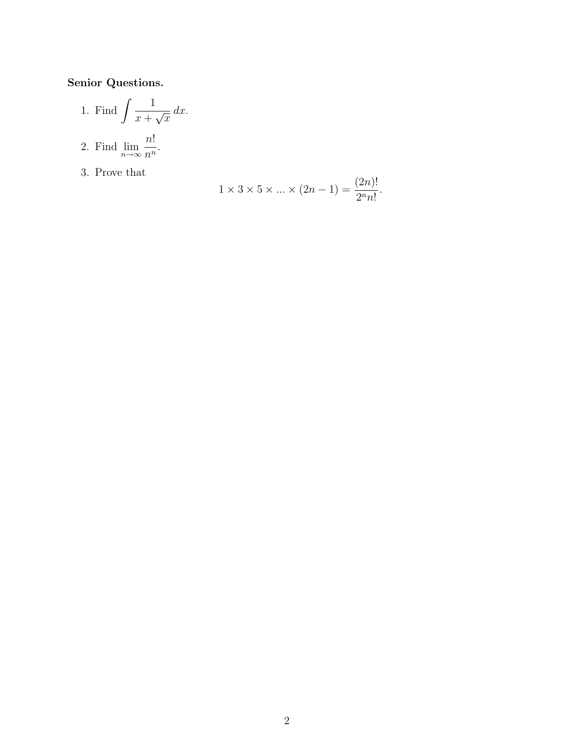**Senior Questions.**

1. Find $\displaystyle\int \frac{1}{x+\sqrt{x}}\,dx$.

2. Find $\displaystyle\lim_{n\to\infty} \frac{n!}{n^n}$.

3. Prove that

$$1 \times 3 \times 5 \times \ldots \times (2n-1) = \frac{(2n)!}{2^n n!}.$$